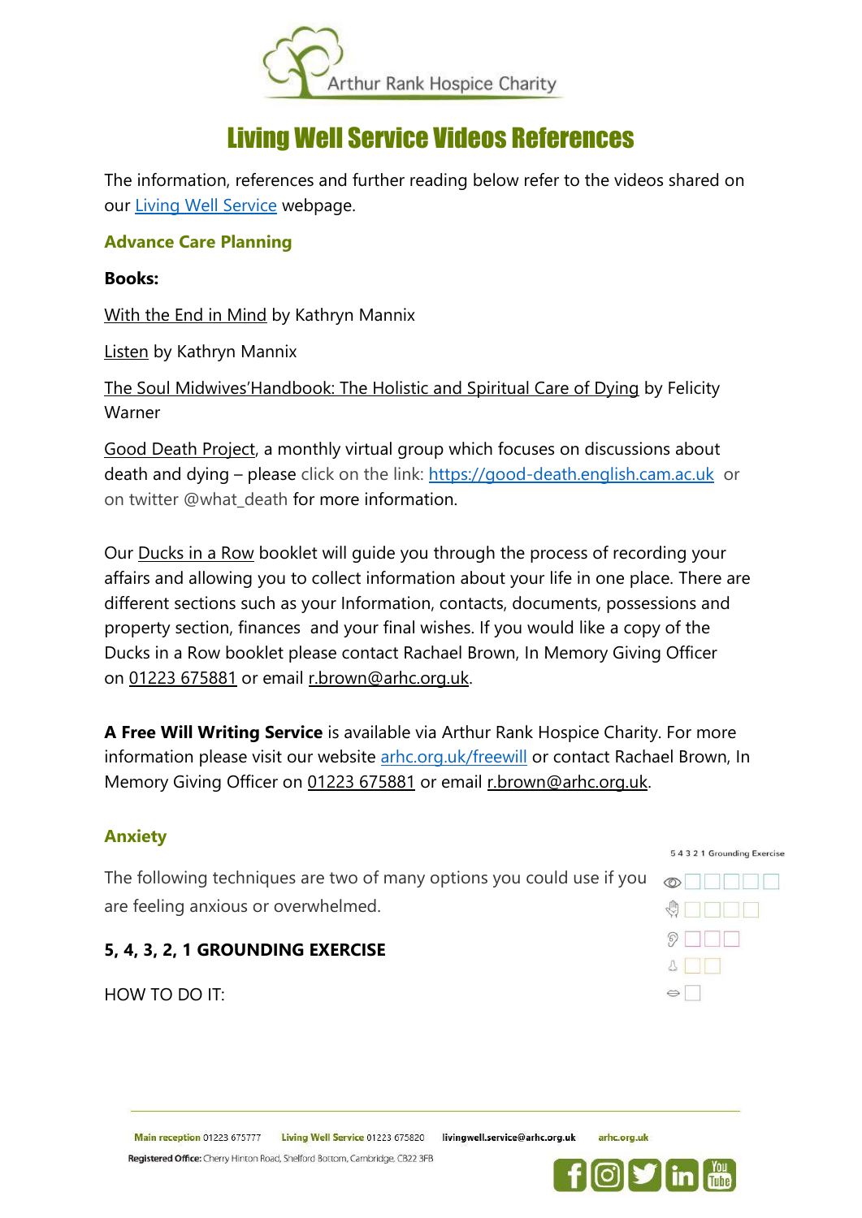# Living Well Service Videos References

The information, references and further reading below refer to the videos shared on our Living Well Service webpage.

## Advance Care Planning

**Books:**

With the End in Mind by Kathryn Mannix

Listen by Kathryn Mannix

The Soul Midwives'Handbook: The Holistic and Spiritual Care of Dying by Felicity Warner

Good Death Project, a monthly virtual group which focuses on discussions about death and dying – please click on the link: https://good-death.english.cam.ac.uk or on twitter @what_death for more information.

Our Ducks in a Row booklet will guide you through the process of recording your affairs and allowing you to collect information about your life in one place. There are different sections such as your Information, contacts, documents, possessions and property section, finances and your final wishes. If you would like a copy of the Ducks in a Row booklet please contact Rachael Brown, In Memory Giving Officer on 01223 675881 or email r.brown@arhc.org.uk.

**A Free Will Writing Service** is available via Arthur Rank Hospice Charity. For more information please visit our website arhc.org.uk/freewill or contact Rachael Brown, In Memory Giving Officer on 01223 675881 or email r.brown@arhc.org.uk.

## Anxiety

5 4 3 2 1 Grounding Exercise

The following techniques are two of many options you could use if you are feeling anxious or overwhelmed.

**5, 4, 3, 2, 1 GROUNDING EXERCISE**

HOW TO DO IT: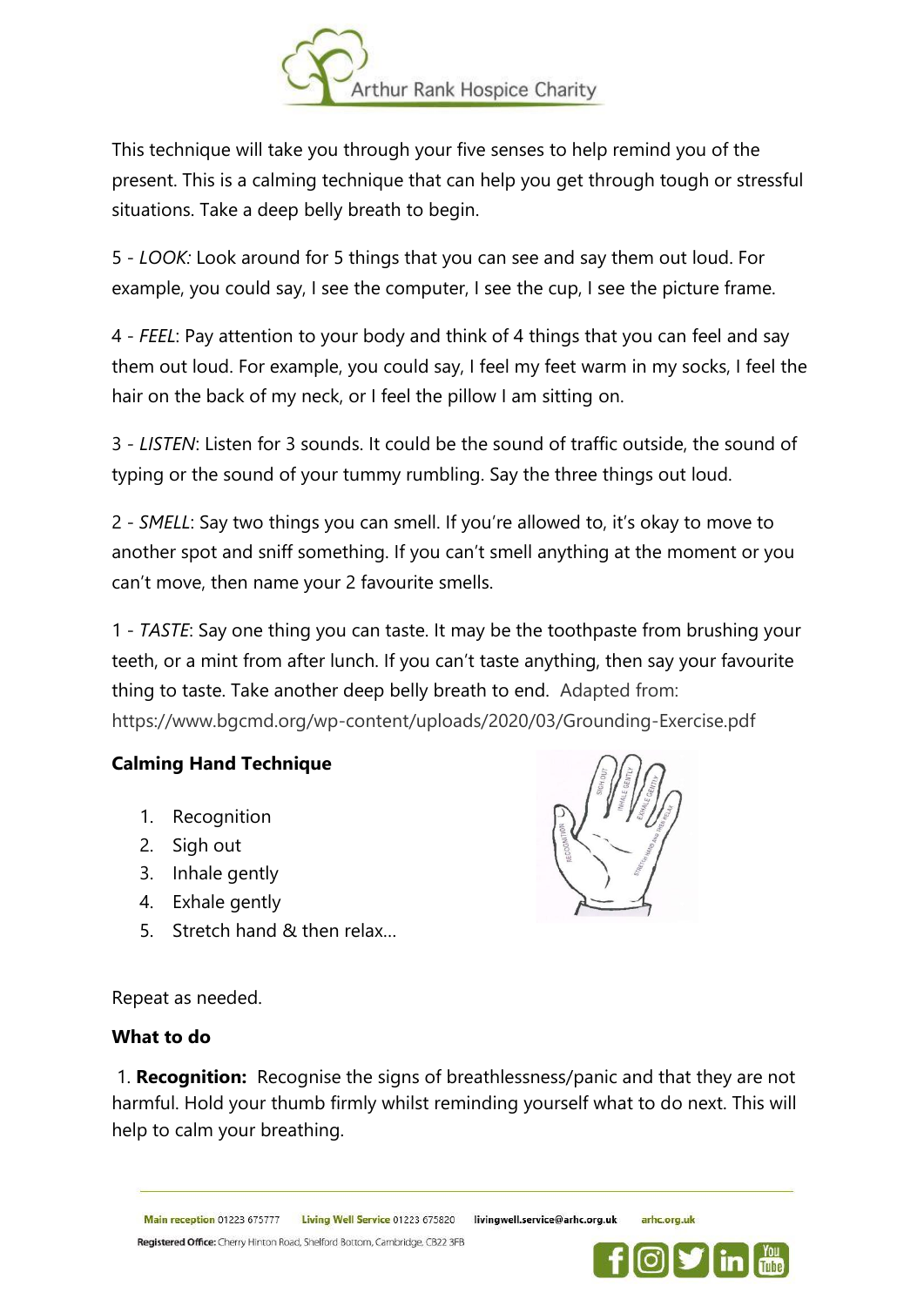This technique will take you through your five senses to help remind you of the present. This is a calming technique that can help you get through tough or stressful situations. Take a deep belly breath to begin.

5 - *LOOK:* Look around for 5 things that you can see and say them out loud. For example, you could say, I see the computer, I see the cup, I see the picture frame.

4 - *FEEL*: Pay attention to your body and think of 4 things that you can feel and say them out loud. For example, you could say, I feel my feet warm in my socks, I feel the hair on the back of my neck, or I feel the pillow I am sitting on.

3 - *LISTEN*: Listen for 3 sounds. It could be the sound of traffic outside, the sound of typing or the sound of your tummy rumbling. Say the three things out loud.

2 - *SMELL*: Say two things you can smell. If you're allowed to, it's okay to move to another spot and sniff something. If you can't smell anything at the moment or you can't move, then name your 2 favourite smells.

1 - *TASTE*: Say one thing you can taste. It may be the toothpaste from brushing your teeth, or a mint from after lunch. If you can't taste anything, then say your favourite thing to taste. Take another deep belly breath to end. Adapted from: https://www.bgcmd.org/wp-content/uploads/2020/03/Grounding-Exercise.pdf

**Calming Hand Technique**

1. Recognition
2. Sigh out
3. Inhale gently
4. Exhale gently
5. Stretch hand & then relax…

Repeat as needed.

**What to do**

1. **Recognition:** Recognise the signs of breathlessness/panic and that they are not harmful. Hold your thumb firmly whilst reminding yourself what to do next. This will help to calm your breathing.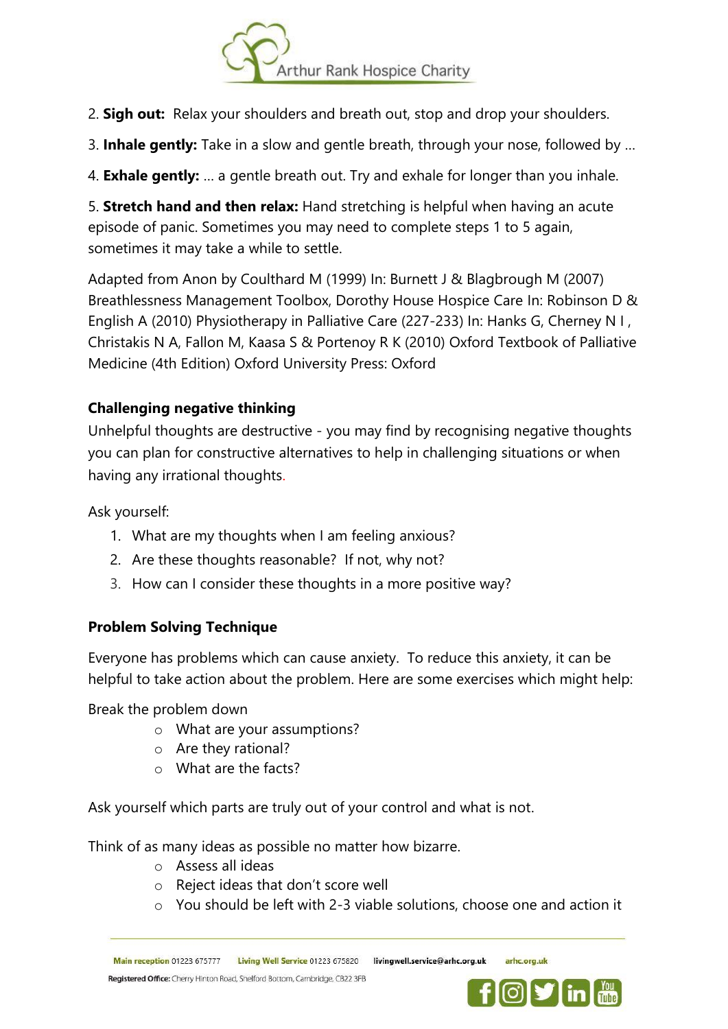2. **Sigh out:** Relax your shoulders and breath out, stop and drop your shoulders.

3. **Inhale gently:** Take in a slow and gentle breath, through your nose, followed by …

4. **Exhale gently:** … a gentle breath out. Try and exhale for longer than you inhale.

5. **Stretch hand and then relax:** Hand stretching is helpful when having an acute episode of panic. Sometimes you may need to complete steps 1 to 5 again, sometimes it may take a while to settle.

Adapted from Anon by Coulthard M (1999) In: Burnett J & Blagbrough M (2007) Breathlessness Management Toolbox, Dorothy House Hospice Care In: Robinson D & English A (2010) Physiotherapy in Palliative Care (227-233) In: Hanks G, Cherney N I , Christakis N A, Fallon M, Kaasa S & Portenoy R K (2010) Oxford Textbook of Palliative Medicine (4th Edition) Oxford University Press: Oxford

**Challenging negative thinking**

Unhelpful thoughts are destructive - you may find by recognising negative thoughts you can plan for constructive alternatives to help in challenging situations or when having any irrational thoughts.

Ask yourself:

1. What are my thoughts when I am feeling anxious?
2. Are these thoughts reasonable? If not, why not?
3. How can I consider these thoughts in a more positive way?

**Problem Solving Technique**

Everyone has problems which can cause anxiety. To reduce this anxiety, it can be helpful to take action about the problem. Here are some exercises which might help:

Break the problem down

- What are your assumptions?
- Are they rational?
- What are the facts?

Ask yourself which parts are truly out of your control and what is not.

Think of as many ideas as possible no matter how bizarre.

- Assess all ideas
- Reject ideas that don't score well
- You should be left with 2-3 viable solutions, choose one and action it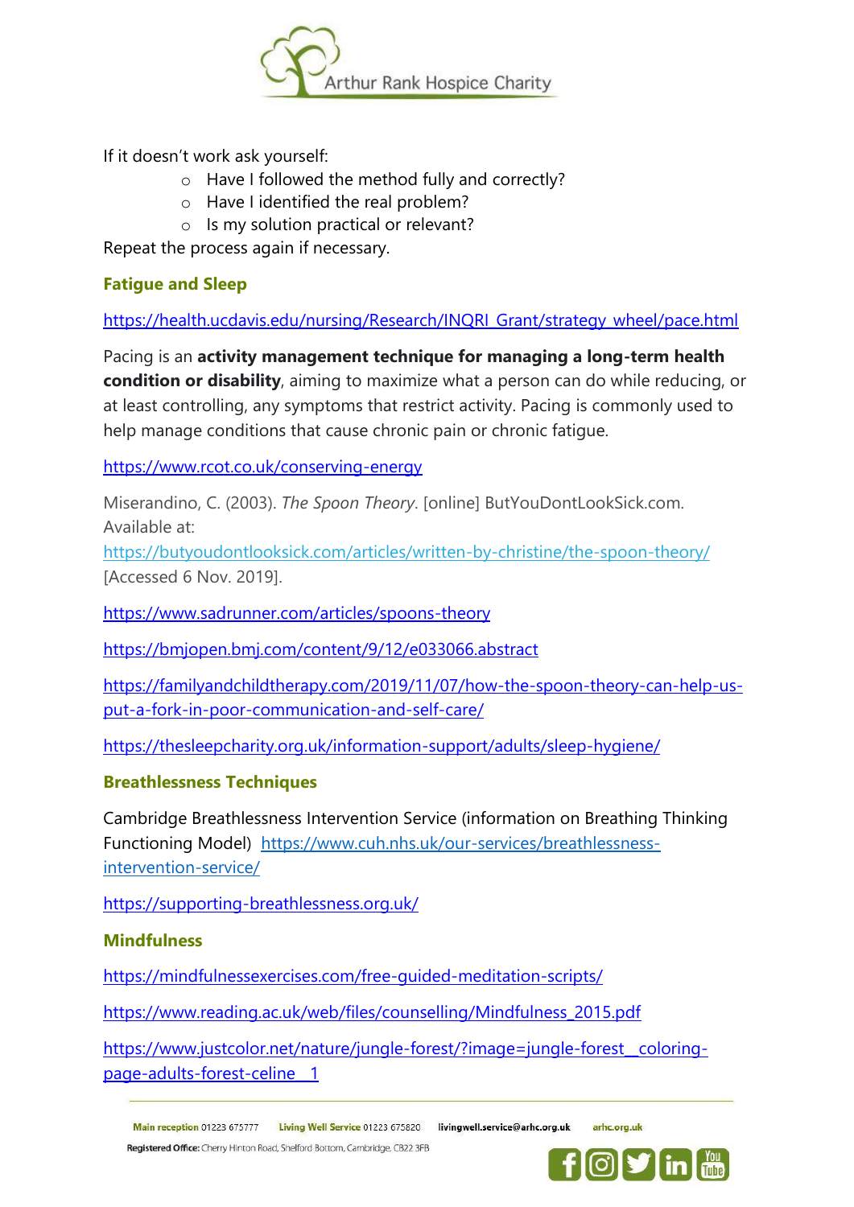If it doesn't work ask yourself:

- Have I followed the method fully and correctly?
- Have I identified the real problem?
- Is my solution practical or relevant?

Repeat the process again if necessary.

### Fatigue and Sleep

https://health.ucdavis.edu/nursing/Research/INQRI_Grant/strategy_wheel/pace.html

Pacing is an **activity management technique for managing a long-term health condition or disability**, aiming to maximize what a person can do while reducing, or at least controlling, any symptoms that restrict activity. Pacing is commonly used to help manage conditions that cause chronic pain or chronic fatigue.

https://www.rcot.co.uk/conserving-energy

Miserandino, C. (2003). *The Spoon Theory*. [online] ButYouDontLookSick.com. Available at: https://butyoudontlooksick.com/articles/written-by-christine/the-spoon-theory/ [Accessed 6 Nov. 2019].

https://www.sadrunner.com/articles/spoons-theory

https://bmjopen.bmj.com/content/9/12/e033066.abstract

https://familyandchildtherapy.com/2019/11/07/how-the-spoon-theory-can-help-us-put-a-fork-in-poor-communication-and-self-care/

https://thesleepcharity.org.uk/information-support/adults/sleep-hygiene/

### Breathlessness Techniques

Cambridge Breathlessness Intervention Service (information on Breathing Thinking Functioning Model) https://www.cuh.nhs.uk/our-services/breathlessness-intervention-service/

https://supporting-breathlessness.org.uk/

### Mindfulness

https://mindfulnessexercises.com/free-guided-meditation-scripts/

https://www.reading.ac.uk/web/files/counselling/Mindfulness_2015.pdf

https://www.justcolor.net/nature/jungle-forest/?image=jungle-forest__coloring-page-adults-forest-celine__1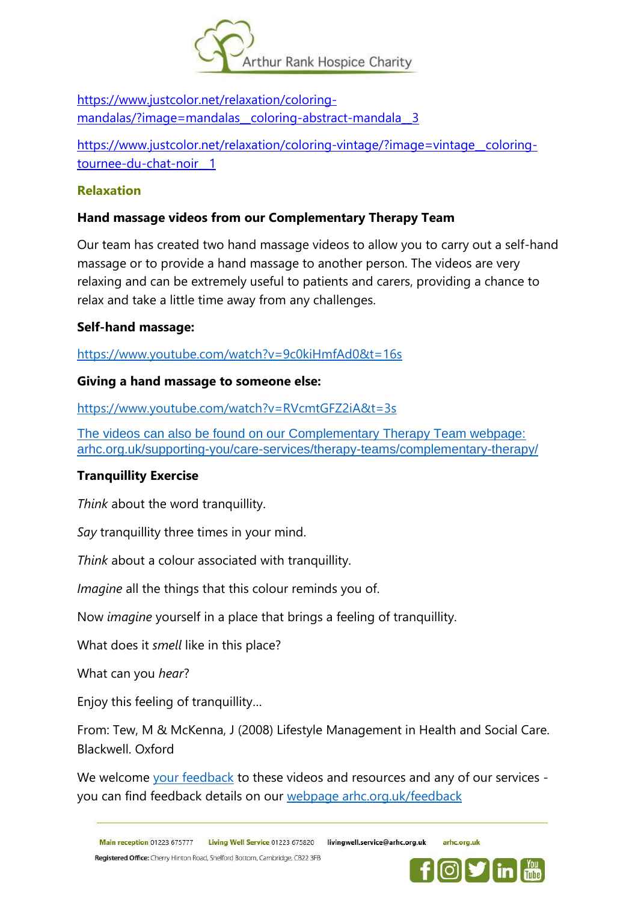https://www.justcolor.net/relaxation/coloring-mandalas/?image=mandalas__coloring-abstract-mandala__3

https://www.justcolor.net/relaxation/coloring-vintage/?image=vintage__coloring-tournee-du-chat-noir__1

## Relaxation

### Hand massage videos from our Complementary Therapy Team

Our team has created two hand massage videos to allow you to carry out a self-hand massage or to provide a hand massage to another person. The videos are very relaxing and can be extremely useful to patients and carers, providing a chance to relax and take a little time away from any challenges.

**Self-hand massage:**

https://www.youtube.com/watch?v=9c0kiHmfAd0&t=16s

**Giving a hand massage to someone else:**

https://www.youtube.com/watch?v=RVcmtGFZ2iA&t=3s

The videos can also be found on our Complementary Therapy Team webpage: arhc.org.uk/supporting-you/care-services/therapy-teams/complementary-therapy/

### Tranquillity Exercise

*Think* about the word tranquillity.

*Say* tranquillity three times in your mind.

*Think* about a colour associated with tranquillity.

*Imagine* all the things that this colour reminds you of.

Now *imagine* yourself in a place that brings a feeling of tranquillity.

What does it *smell* like in this place?

What can you *hear*?

Enjoy this feeling of tranquillity…

From: Tew, M & McKenna, J (2008) Lifestyle Management in Health and Social Care. Blackwell. Oxford

We welcome your feedback to these videos and resources and any of our services - you can find feedback details on our webpage arhc.org.uk/feedback